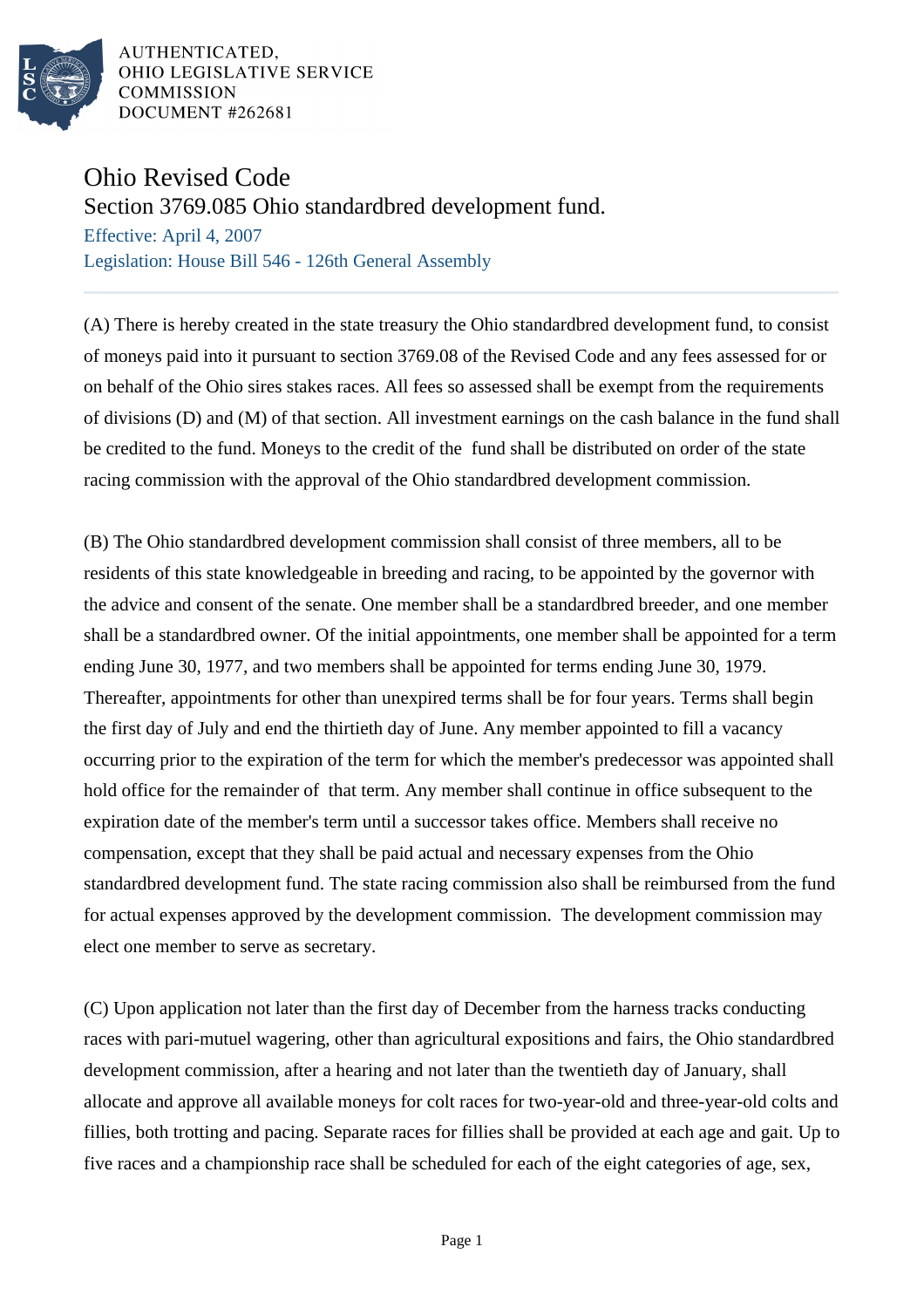# Ohio Revised Code

## Section 3769.085 Ohio standardbred development fund.

Effective: April 4, 2007

Legislation: House Bill 546 - 126th General Assembly

(A) There is hereby created in the state treasury the Ohio standardbred development fund, to consist of moneys paid into it pursuant to section 3769.08 of the Revised Code and any fees assessed for or on behalf of the Ohio sires stakes races. All fees so assessed shall be exempt from the requirements of divisions (D) and (M) of that section. All investment earnings on the cash balance in the fund shall be credited to the fund. Moneys to the credit of the fund shall be distributed on order of the state racing commission with the approval of the Ohio standardbred development commission.

(B) The Ohio standardbred development commission shall consist of three members, all to be residents of this state knowledgeable in breeding and racing, to be appointed by the governor with the advice and consent of the senate. One member shall be a standardbred breeder, and one member shall be a standardbred owner. Of the initial appointments, one member shall be appointed for a term ending June 30, 1977, and two members shall be appointed for terms ending June 30, 1979. Thereafter, appointments for other than unexpired terms shall be for four years. Terms shall begin the first day of July and end the thirtieth day of June. Any member appointed to fill a vacancy occurring prior to the expiration of the term for which the member's predecessor was appointed shall hold office for the remainder of that term. Any member shall continue in office subsequent to the expiration date of the member's term until a successor takes office. Members shall receive no compensation, except that they shall be paid actual and necessary expenses from the Ohio standardbred development fund. The state racing commission also shall be reimbursed from the fund for actual expenses approved by the development commission. The development commission may elect one member to serve as secretary.

(C) Upon application not later than the first day of December from the harness tracks conducting races with pari-mutuel wagering, other than agricultural expositions and fairs, the Ohio standardbred development commission, after a hearing and not later than the twentieth day of January, shall allocate and approve all available moneys for colt races for two-year-old and three-year-old colts and fillies, both trotting and pacing. Separate races for fillies shall be provided at each age and gait. Up to five races and a championship race shall be scheduled for each of the eight categories of age, sex,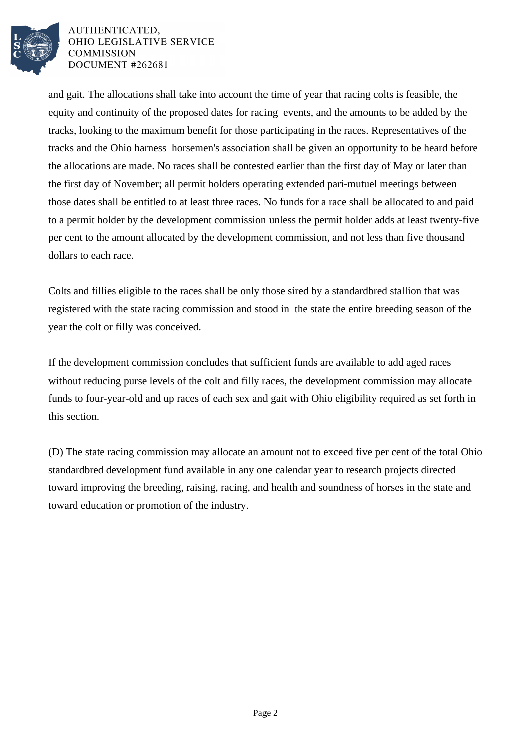and gait. The allocations shall take into account the time of year that racing colts is feasible, the equity and continuity of the proposed dates for racing events, and the amounts to be added by the tracks, looking to the maximum benefit for those participating in the races. Representatives of the tracks and the Ohio harness horsemen's association shall be given an opportunity to be heard before the allocations are made. No races shall be contested earlier than the first day of May or later than the first day of November; all permit holders operating extended pari-mutuel meetings between those dates shall be entitled to at least three races. No funds for a race shall be allocated to and paid to a permit holder by the development commission unless the permit holder adds at least twenty-five per cent to the amount allocated by the development commission, and not less than five thousand dollars to each race.

Colts and fillies eligible to the races shall be only those sired by a standardbred stallion that was registered with the state racing commission and stood in the state the entire breeding season of the year the colt or filly was conceived.

If the development commission concludes that sufficient funds are available to add aged races without reducing purse levels of the colt and filly races, the development commission may allocate funds to four-year-old and up races of each sex and gait with Ohio eligibility required as set forth in this section.

(D) The state racing commission may allocate an amount not to exceed five per cent of the total Ohio standardbred development fund available in any one calendar year to research projects directed toward improving the breeding, raising, racing, and health and soundness of horses in the state and toward education or promotion of the industry.